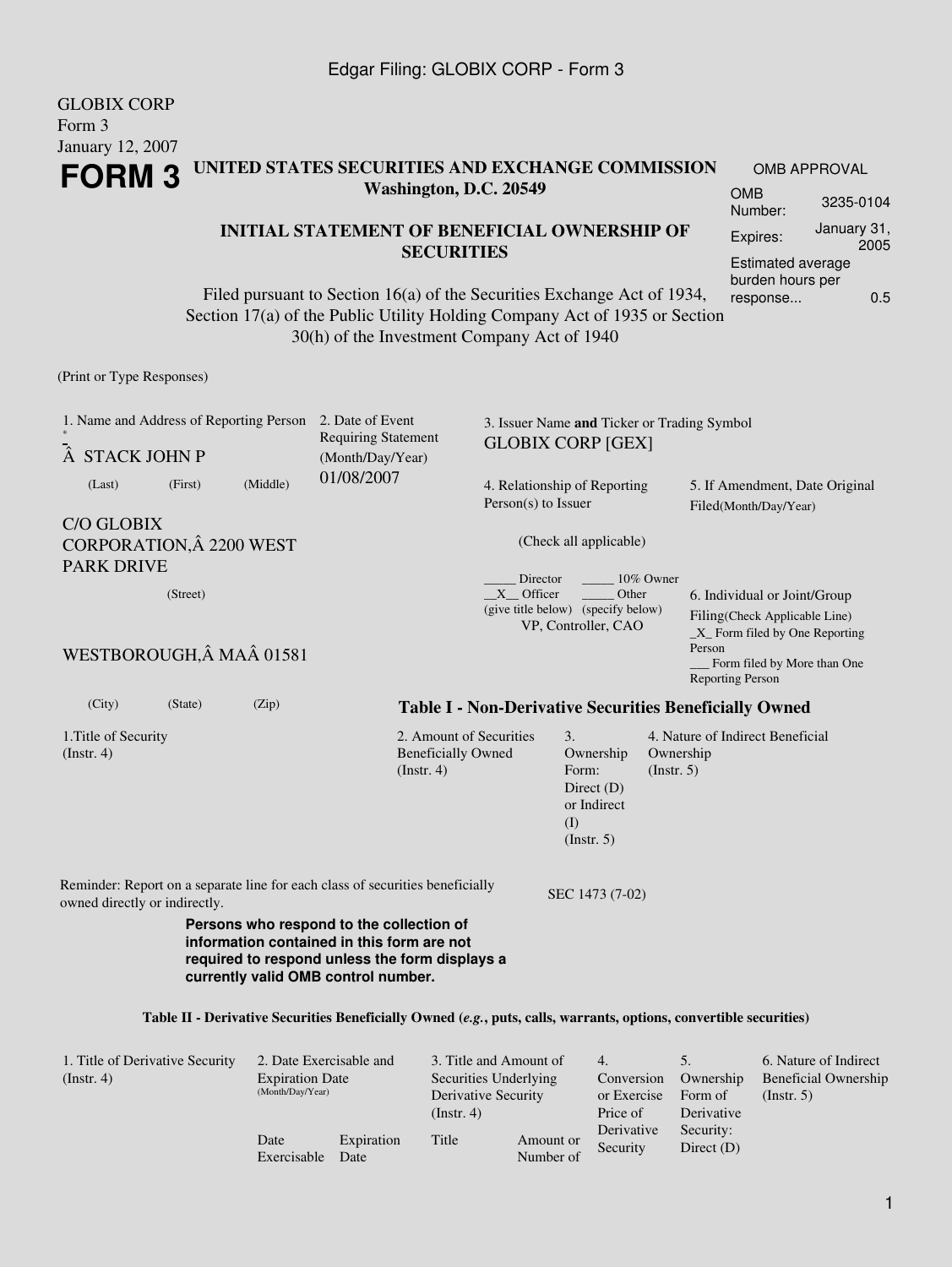GLOBIX CORP
Form 3
January 12, 2007

# FORM 3

**UNITED STATES SECURITIES AND EXCHANGE COMMISSION**
**Washington, D.C. 20549**

**INITIAL STATEMENT OF BENEFICIAL OWNERSHIP OF SECURITIES**

Filed pursuant to Section 16(a) of the Securities Exchange Act of 1934, Section 17(a) of the Public Utility Holding Company Act of 1935 or Section 30(h) of the Investment Company Act of 1940

| OMB APPROVAL | |
|---|---|
| OMB Number: | 3235-0104 |
| Expires: | January 31, 2005 |
| Estimated average burden hours per response... | 0.5 |

(Print or Type Responses)

1. Name and Address of Reporting Person *
Â STACK JOHN P
(Last) (First) (Middle)

C/O GLOBIX CORPORATION,Â 2200 WEST PARK DRIVE
(Street)

WESTBOROUGH,Â MAÂ 01581
(City) (State) (Zip)

2. Date of Event Requiring Statement (Month/Day/Year)
01/08/2007

3. Issuer Name **and** Ticker or Trading Symbol
GLOBIX CORP [GEX]

4. Relationship of Reporting Person(s) to Issuer
(Check all applicable)

_____ Director _____ 10% Owner
__X__ Officer (give title below) _____ Other (specify below)
VP, Controller, CAO

5. If Amendment, Date Original Filed(Month/Day/Year)

6. Individual or Joint/Group Filing(Check Applicable Line)
_X_ Form filed by One Reporting Person
___ Form filed by More than One Reporting Person

**Table I - Non-Derivative Securities Beneficially Owned**

| 1.Title of Security (Instr. 4) | 2. Amount of Securities Beneficially Owned (Instr. 4) | 3. Ownership Form: Direct (D) or Indirect (I) (Instr. 5) | 4. Nature of Indirect Beneficial Ownership (Instr. 5) |
|---|---|---|---|

Reminder: Report on a separate line for each class of securities beneficially owned directly or indirectly.

SEC 1473 (7-02)

**Persons who respond to the collection of information contained in this form are not required to respond unless the form displays a currently valid OMB control number.**

**Table II - Derivative Securities Beneficially Owned (*e.g.*, puts, calls, warrants, options, convertible securities)**

| 1. Title of Derivative Security (Instr. 4) | 2. Date Exercisable and Expiration Date (Month/Day/Year) | | 3. Title and Amount of Securities Underlying Derivative Security (Instr. 4) | | 4. Conversion or Exercise Price of Derivative Security | 5. Ownership Form of Derivative Security: Direct (D) | 6. Nature of Indirect Beneficial Ownership (Instr. 5) |
|---|---|---|---|---|---|---|---|
| | Date Exercisable | Expiration Date | Title | Amount or Number of | | | |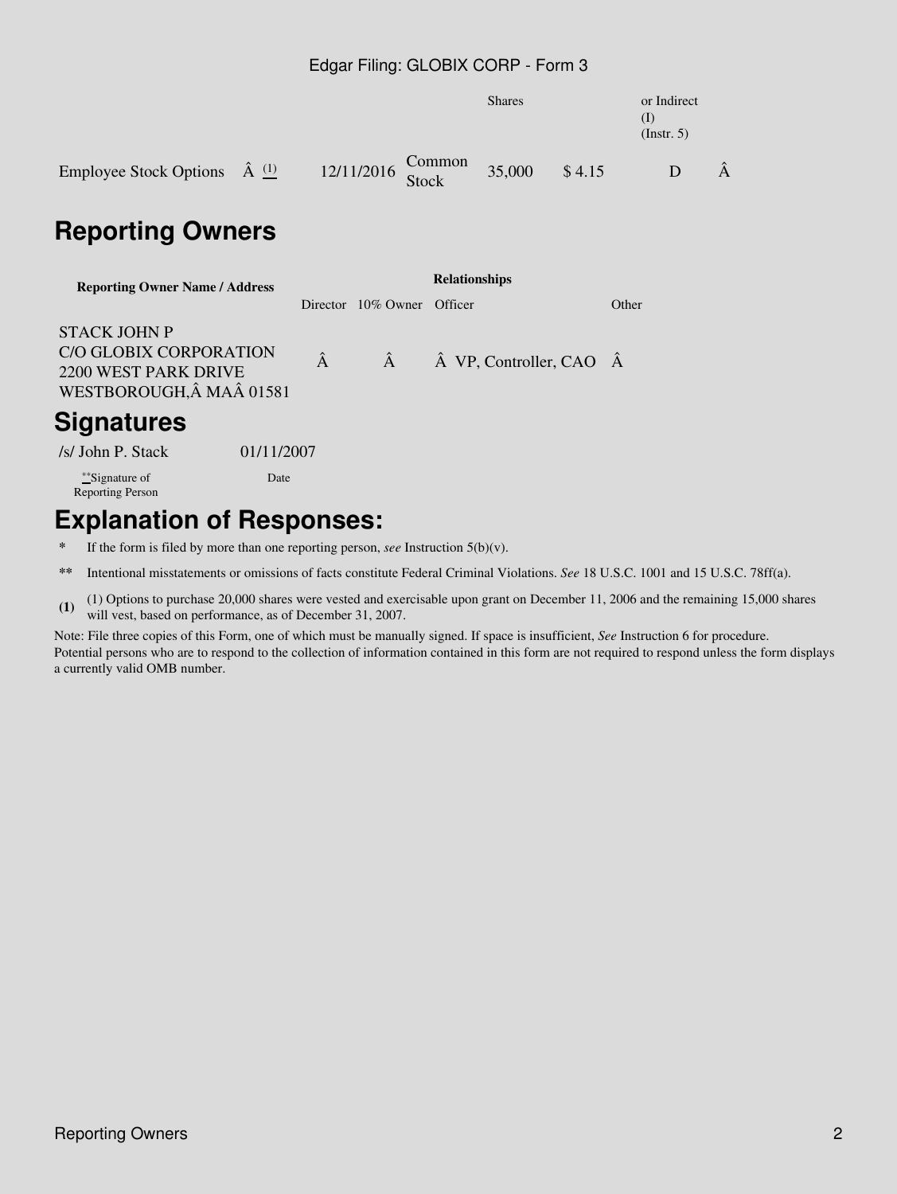| | | | | Shares | | or Indirect (I) (Instr. 5) | |
|---|---|---|---|---|---|---|---|
| Employee Stock Options | Â (1) | 12/11/2016 | Common Stock | 35,000 | $ 4.15 | D | Â |

# Reporting Owners

| Reporting Owner Name / Address | Relationships | | | |
|---|---|---|---|---|
| | Director | 10% Owner | Officer | Other |
| STACK JOHN P<br>C/O GLOBIX CORPORATION<br>2200 WEST PARK DRIVE<br>WESTBOROUGH, Â MAÂ 01581 | Â | Â | Â VP, Controller, CAO | Â |

# Signatures

| | |
|---|---|
| /s/ John P. Stack | 01/11/2007 |
| **Signature of Reporting Person | Date |

# Explanation of Responses:

\* If the form is filed by more than one reporting person, *see* Instruction 5(b)(v).

\*\* Intentional misstatements or omissions of facts constitute Federal Criminal Violations. *See* 18 U.S.C. 1001 and 15 U.S.C. 78ff(a).

**(1)** (1) Options to purchase 20,000 shares were vested and exercisable upon grant on December 11, 2006 and the remaining 15,000 shares will vest, based on performance, as of December 31, 2007.

Note: File three copies of this Form, one of which must be manually signed. If space is insufficient, *See* Instruction 6 for procedure.
Potential persons who are to respond to the collection of information contained in this form are not required to respond unless the form displays a currently valid OMB number.